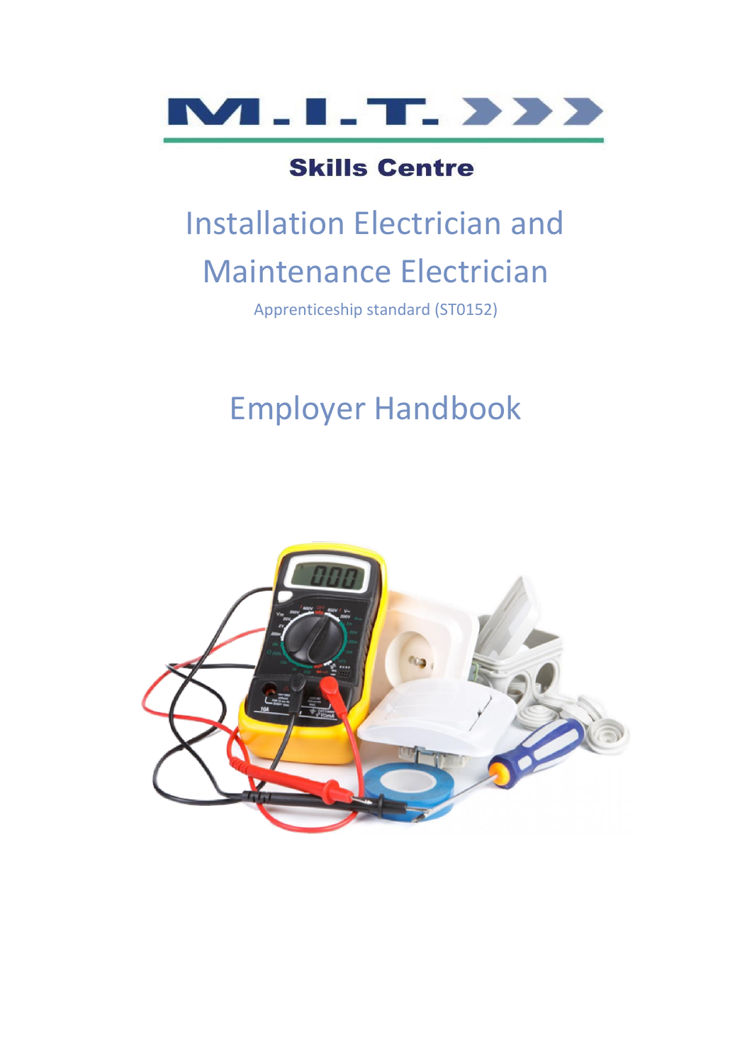M.I.T.

Skills Centre

# Installation Electrician and Maintenance Electrician

Apprenticeship standard (ST0152)

# Employer Handbook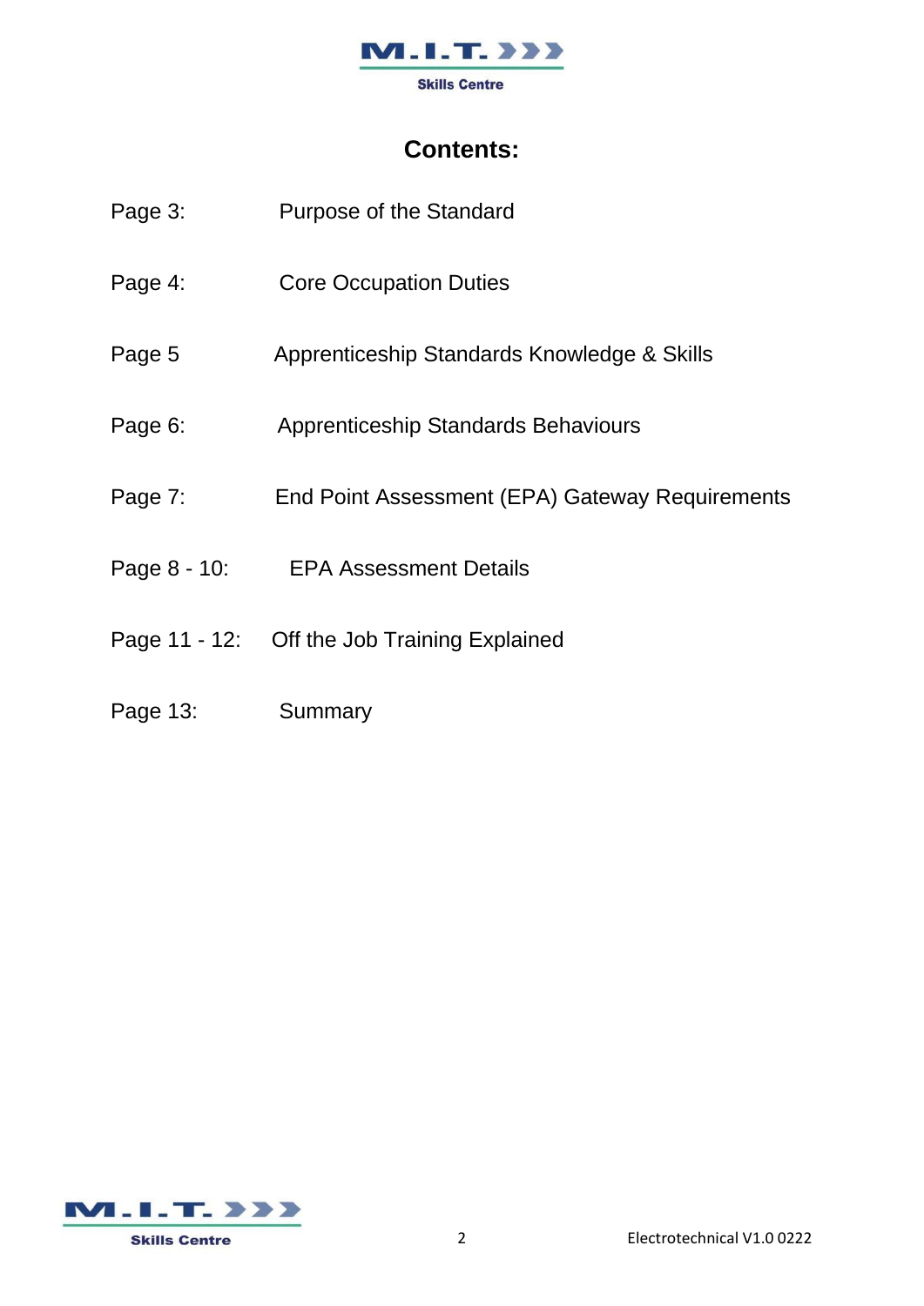# Contents:

| | |
|---|---|
| Page 3: | Purpose of the Standard |
| Page 4: | Core Occupation Duties |
| Page 5 | Apprenticeship Standards Knowledge & Skills |
| Page 6: | Apprenticeship Standards Behaviours |
| Page 7: | End Point Assessment (EPA) Gateway Requirements |
| Page 8 - 10: | EPA Assessment Details |
| Page 11 - 12: | Off the Job Training Explained |
| Page 13: | Summary |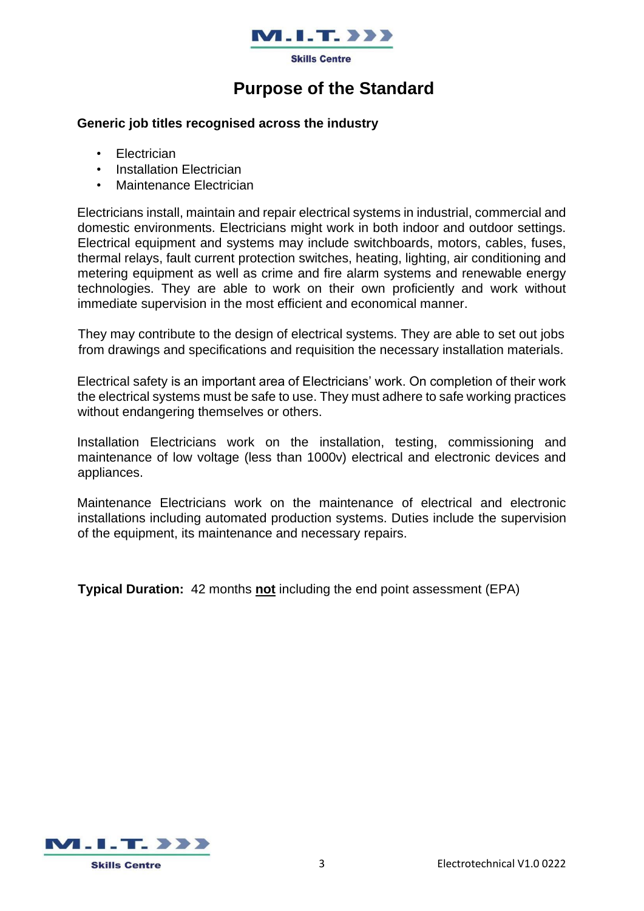# Purpose of the Standard

**Generic job titles recognised across the industry**

- Electrician
- Installation Electrician
- Maintenance Electrician

Electricians install, maintain and repair electrical systems in industrial, commercial and domestic environments. Electricians might work in both indoor and outdoor settings. Electrical equipment and systems may include switchboards, motors, cables, fuses, thermal relays, fault current protection switches, heating, lighting, air conditioning and metering equipment as well as crime and fire alarm systems and renewable energy technologies. They are able to work on their own proficiently and work without immediate supervision in the most efficient and economical manner.

They may contribute to the design of electrical systems. They are able to set out jobs from drawings and specifications and requisition the necessary installation materials.

Electrical safety is an important area of Electricians' work. On completion of their work the electrical systems must be safe to use. They must adhere to safe working practices without endangering themselves or others.

Installation Electricians work on the installation, testing, commissioning and maintenance of low voltage (less than 1000v) electrical and electronic devices and appliances.

Maintenance Electricians work on the maintenance of electrical and electronic installations including automated production systems. Duties include the supervision of the equipment, its maintenance and necessary repairs.

**Typical Duration:** 42 months **not** including the end point assessment (EPA)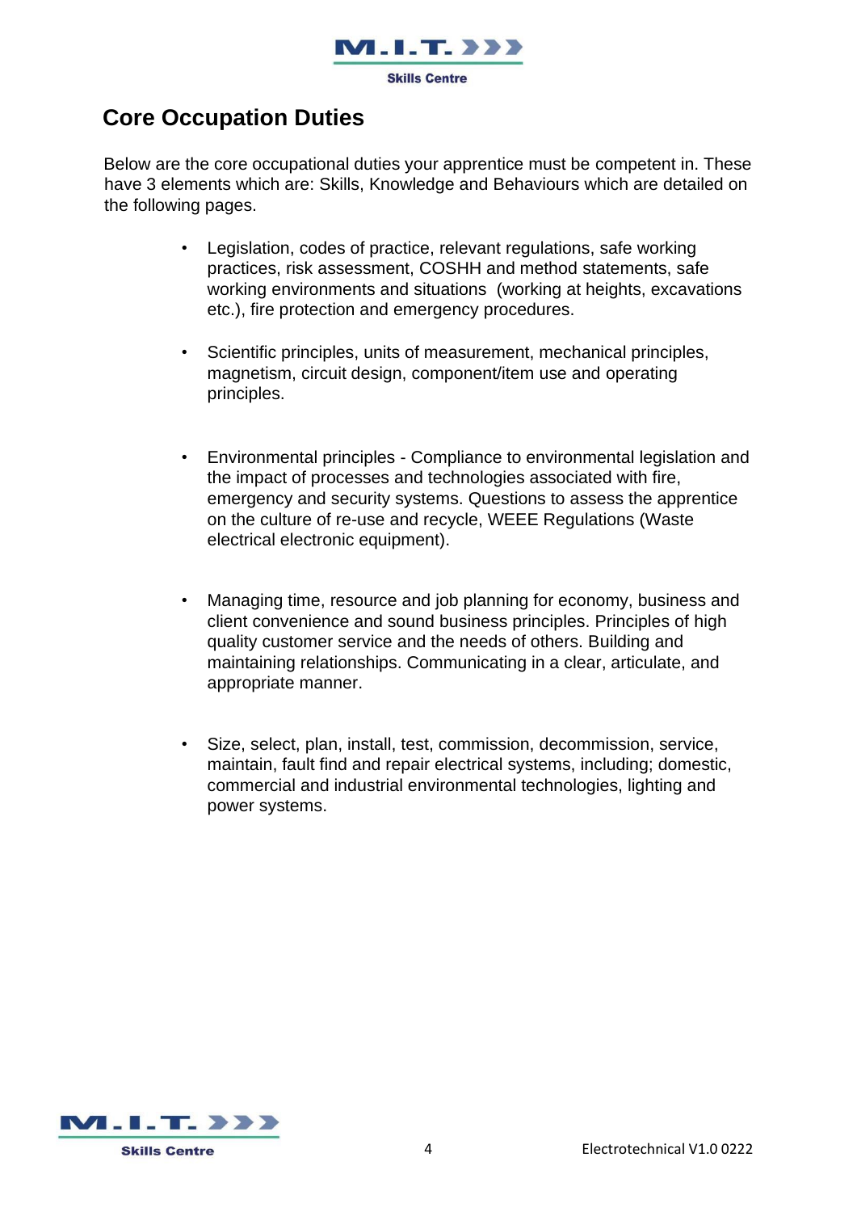## Core Occupation Duties

Below are the core occupational duties your apprentice must be competent in. These have 3 elements which are: Skills, Knowledge and Behaviours which are detailed on the following pages.

- Legislation, codes of practice, relevant regulations, safe working practices, risk assessment, COSHH and method statements, safe working environments and situations (working at heights, excavations etc.), fire protection and emergency procedures.

- Scientific principles, units of measurement, mechanical principles, magnetism, circuit design, component/item use and operating principles.

- Environmental principles - Compliance to environmental legislation and the impact of processes and technologies associated with fire, emergency and security systems. Questions to assess the apprentice on the culture of re-use and recycle, WEEE Regulations (Waste electrical electronic equipment).

- Managing time, resource and job planning for economy, business and client convenience and sound business principles. Principles of high quality customer service and the needs of others. Building and maintaining relationships. Communicating in a clear, articulate, and appropriate manner.

- Size, select, plan, install, test, commission, decommission, service, maintain, fault find and repair electrical systems, including; domestic, commercial and industrial environmental technologies, lighting and power systems.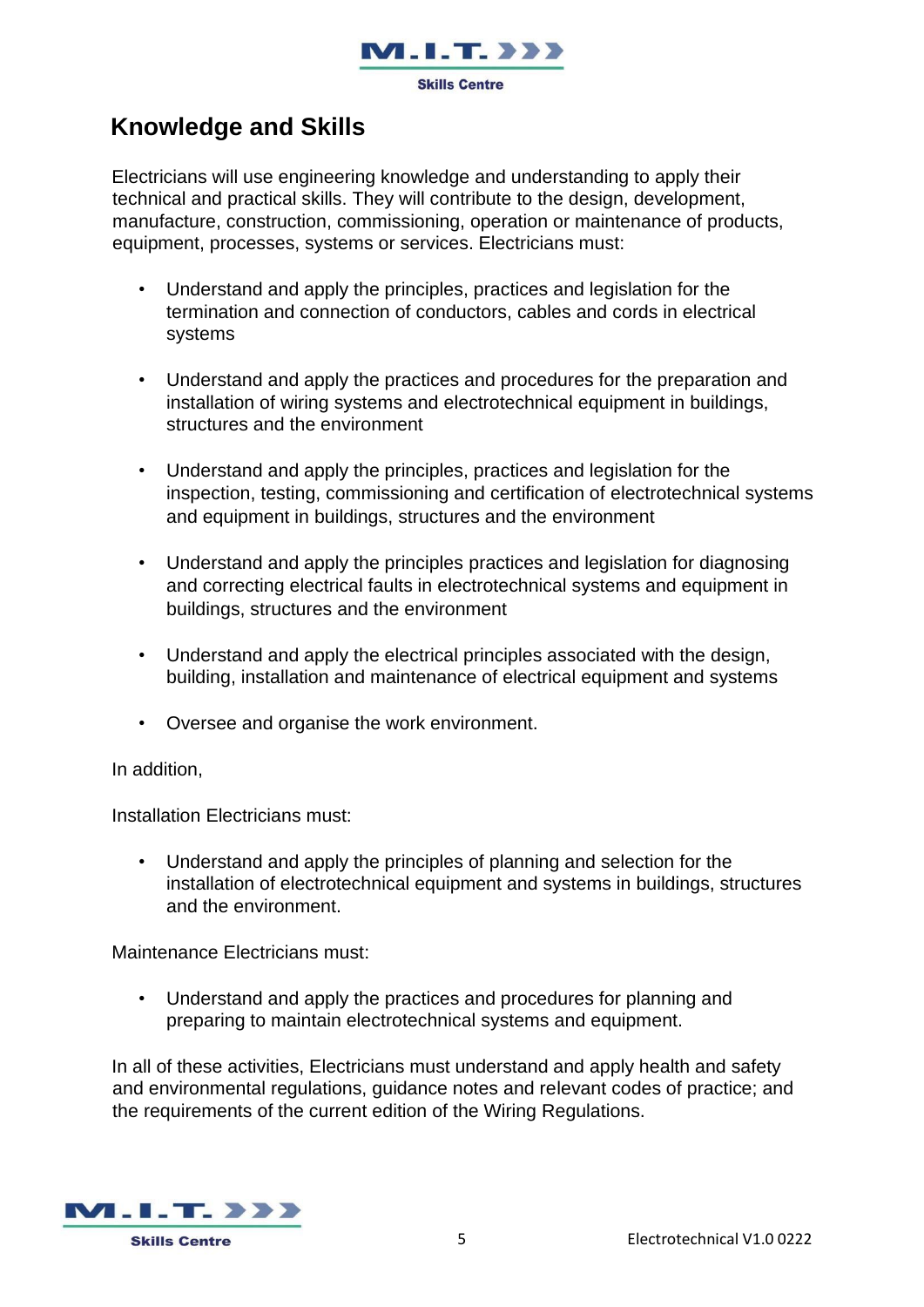## Knowledge and Skills

Electricians will use engineering knowledge and understanding to apply their technical and practical skills. They will contribute to the design, development, manufacture, construction, commissioning, operation or maintenance of products, equipment, processes, systems or services. Electricians must:

- Understand and apply the principles, practices and legislation for the termination and connection of conductors, cables and cords in electrical systems
- Understand and apply the practices and procedures for the preparation and installation of wiring systems and electrotechnical equipment in buildings, structures and the environment
- Understand and apply the principles, practices and legislation for the inspection, testing, commissioning and certification of electrotechnical systems and equipment in buildings, structures and the environment
- Understand and apply the principles practices and legislation for diagnosing and correcting electrical faults in electrotechnical systems and equipment in buildings, structures and the environment
- Understand and apply the electrical principles associated with the design, building, installation and maintenance of electrical equipment and systems
- Oversee and organise the work environment.

In addition,

Installation Electricians must:

- Understand and apply the principles of planning and selection for the installation of electrotechnical equipment and systems in buildings, structures and the environment.

Maintenance Electricians must:

- Understand and apply the practices and procedures for planning and preparing to maintain electrotechnical systems and equipment.

In all of these activities, Electricians must understand and apply health and safety and environmental regulations, guidance notes and relevant codes of practice; and the requirements of the current edition of the Wiring Regulations.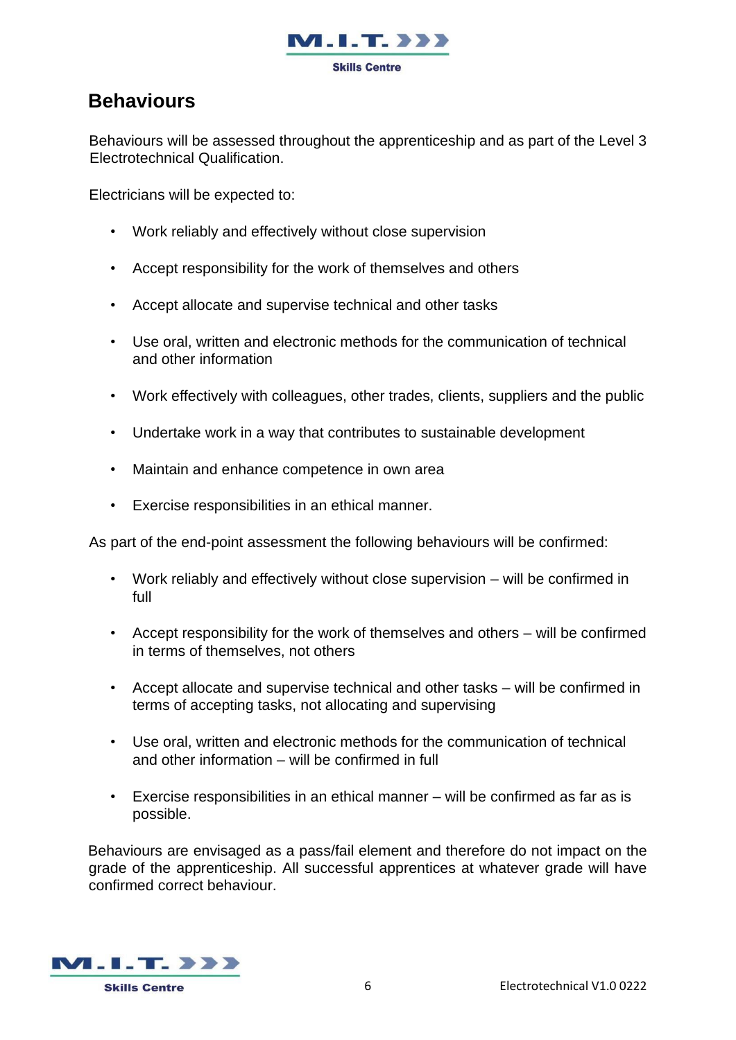## Behaviours

Behaviours will be assessed throughout the apprenticeship and as part of the Level 3 Electrotechnical Qualification.

Electricians will be expected to:

- Work reliably and effectively without close supervision
- Accept responsibility for the work of themselves and others
- Accept allocate and supervise technical and other tasks
- Use oral, written and electronic methods for the communication of technical and other information
- Work effectively with colleagues, other trades, clients, suppliers and the public
- Undertake work in a way that contributes to sustainable development
- Maintain and enhance competence in own area
- Exercise responsibilities in an ethical manner.

As part of the end-point assessment the following behaviours will be confirmed:

- Work reliably and effectively without close supervision – will be confirmed in full
- Accept responsibility for the work of themselves and others – will be confirmed in terms of themselves, not others
- Accept allocate and supervise technical and other tasks – will be confirmed in terms of accepting tasks, not allocating and supervising
- Use oral, written and electronic methods for the communication of technical and other information – will be confirmed in full
- Exercise responsibilities in an ethical manner – will be confirmed as far as is possible.

Behaviours are envisaged as a pass/fail element and therefore do not impact on the grade of the apprenticeship. All successful apprentices at whatever grade will have confirmed correct behaviour.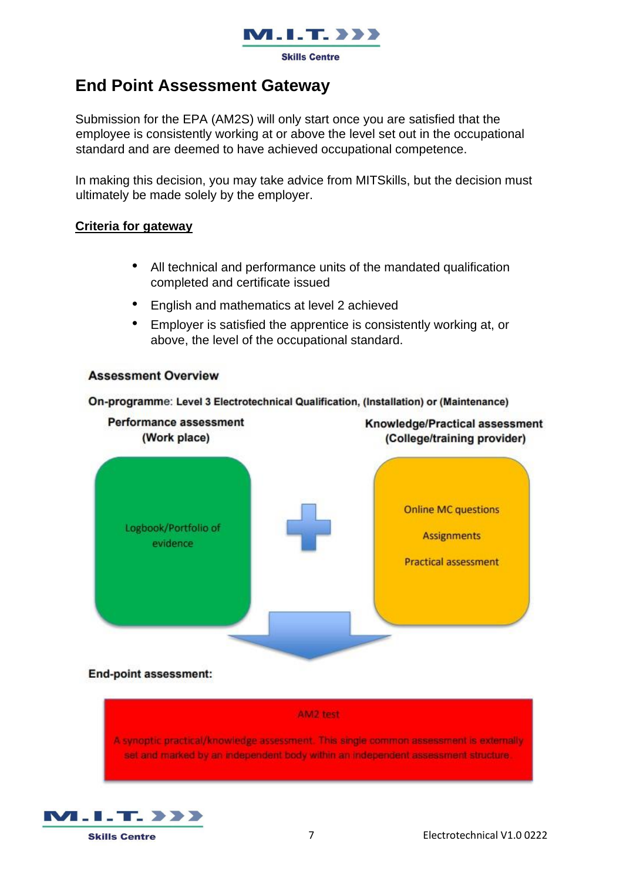## End Point Assessment Gateway

Submission for the EPA (AM2S) will only start once you are satisfied that the employee is consistently working at or above the level set out in the occupational standard and are deemed to have achieved occupational competence.

In making this decision, you may take advice from MITSkills, but the decision must ultimately be made solely by the employer.

**Criteria for gateway**

- All technical and performance units of the mandated qualification completed and certificate issued
- English and mathematics at level 2 achieved
- Employer is satisfied the apprentice is consistently working at, or above, the level of the occupational standard.

**Assessment Overview**

**On-programme: Level 3 Electrotechnical Qualification, (Installation) or (Maintenance)**

**Performance assessment (Work place)**

Logbook/Portfolio of evidence

**Knowledge/Practical assessment (College/training provider)**

Online MC questions

Assignments

Practical assessment

**End-point assessment:**

AM2 test

A synoptic practical/knowledge assessment. This single common assessment is externally set and marked by an independent body within an independent assessment structure.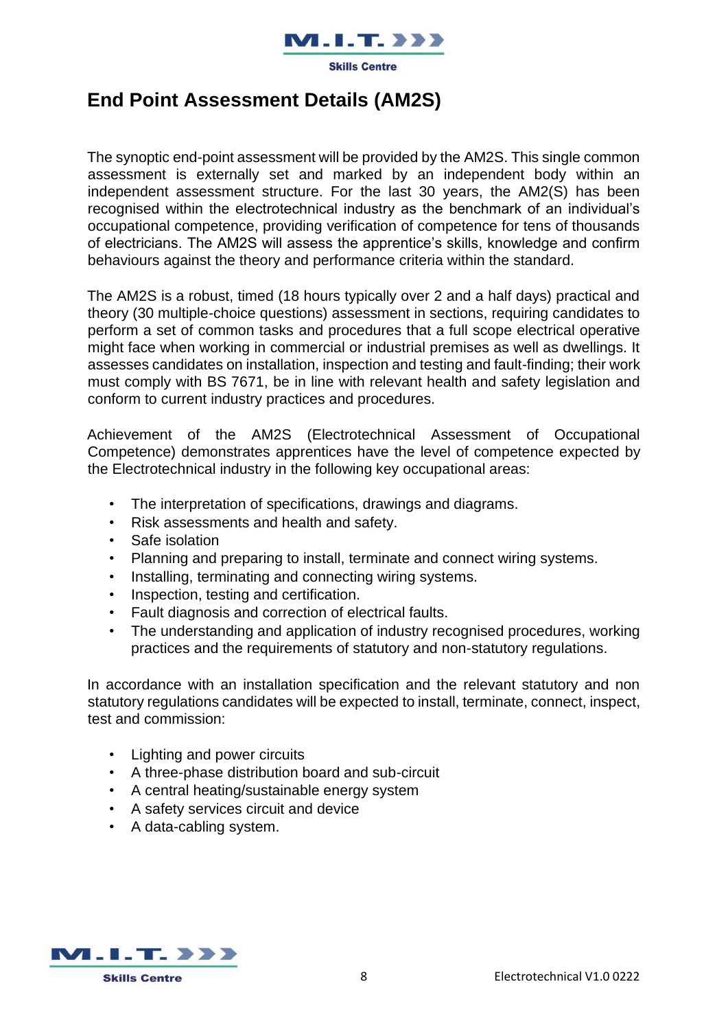# End Point Assessment Details (AM2S)

The synoptic end-point assessment will be provided by the AM2S. This single common assessment is externally set and marked by an independent body within an independent assessment structure. For the last 30 years, the AM2(S) has been recognised within the electrotechnical industry as the benchmark of an individual's occupational competence, providing verification of competence for tens of thousands of electricians. The AM2S will assess the apprentice's skills, knowledge and confirm behaviours against the theory and performance criteria within the standard.

The AM2S is a robust, timed (18 hours typically over 2 and a half days) practical and theory (30 multiple-choice questions) assessment in sections, requiring candidates to perform a set of common tasks and procedures that a full scope electrical operative might face when working in commercial or industrial premises as well as dwellings. It assesses candidates on installation, inspection and testing and fault-finding; their work must comply with BS 7671, be in line with relevant health and safety legislation and conform to current industry practices and procedures.

Achievement of the AM2S (Electrotechnical Assessment of Occupational Competence) demonstrates apprentices have the level of competence expected by the Electrotechnical industry in the following key occupational areas:

- The interpretation of specifications, drawings and diagrams.
- Risk assessments and health and safety.
- Safe isolation
- Planning and preparing to install, terminate and connect wiring systems.
- Installing, terminating and connecting wiring systems.
- Inspection, testing and certification.
- Fault diagnosis and correction of electrical faults.
- The understanding and application of industry recognised procedures, working practices and the requirements of statutory and non-statutory regulations.

In accordance with an installation specification and the relevant statutory and non statutory regulations candidates will be expected to install, terminate, connect, inspect, test and commission:

- Lighting and power circuits
- A three-phase distribution board and sub-circuit
- A central heating/sustainable energy system
- A safety services circuit and device
- A data-cabling system.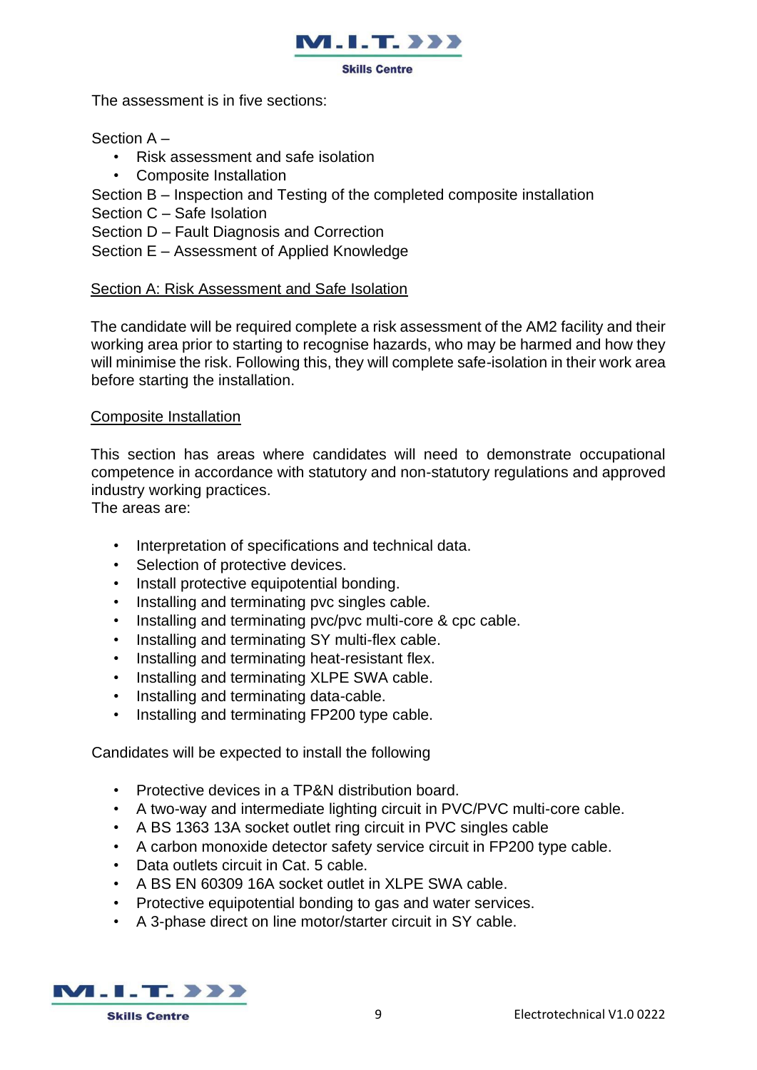The assessment is in five sections:

Section A –
- Risk assessment and safe isolation
- Composite Installation

Section B – Inspection and Testing of the completed composite installation
Section C – Safe Isolation
Section D – Fault Diagnosis and Correction
Section E – Assessment of Applied Knowledge

<u>Section A: Risk Assessment and Safe Isolation</u>

The candidate will be required complete a risk assessment of the AM2 facility and their working area prior to starting to recognise hazards, who may be harmed and how they will minimise the risk. Following this, they will complete safe-isolation in their work area before starting the installation.

<u>Composite Installation</u>

This section has areas where candidates will need to demonstrate occupational competence in accordance with statutory and non-statutory regulations and approved industry working practices.
The areas are:

- Interpretation of specifications and technical data.
- Selection of protective devices.
- Install protective equipotential bonding.
- Installing and terminating pvc singles cable.
- Installing and terminating pvc/pvc multi-core & cpc cable.
- Installing and terminating SY multi-flex cable.
- Installing and terminating heat-resistant flex.
- Installing and terminating XLPE SWA cable.
- Installing and terminating data-cable.
- Installing and terminating FP200 type cable.

Candidates will be expected to install the following

- Protective devices in a TP&N distribution board.
- A two-way and intermediate lighting circuit in PVC/PVC multi-core cable.
- A BS 1363 13A socket outlet ring circuit in PVC singles cable
- A carbon monoxide detector safety service circuit in FP200 type cable.
- Data outlets circuit in Cat. 5 cable.
- A BS EN 60309 16A socket outlet in XLPE SWA cable.
- Protective equipotential bonding to gas and water services.
- A 3-phase direct on line motor/starter circuit in SY cable.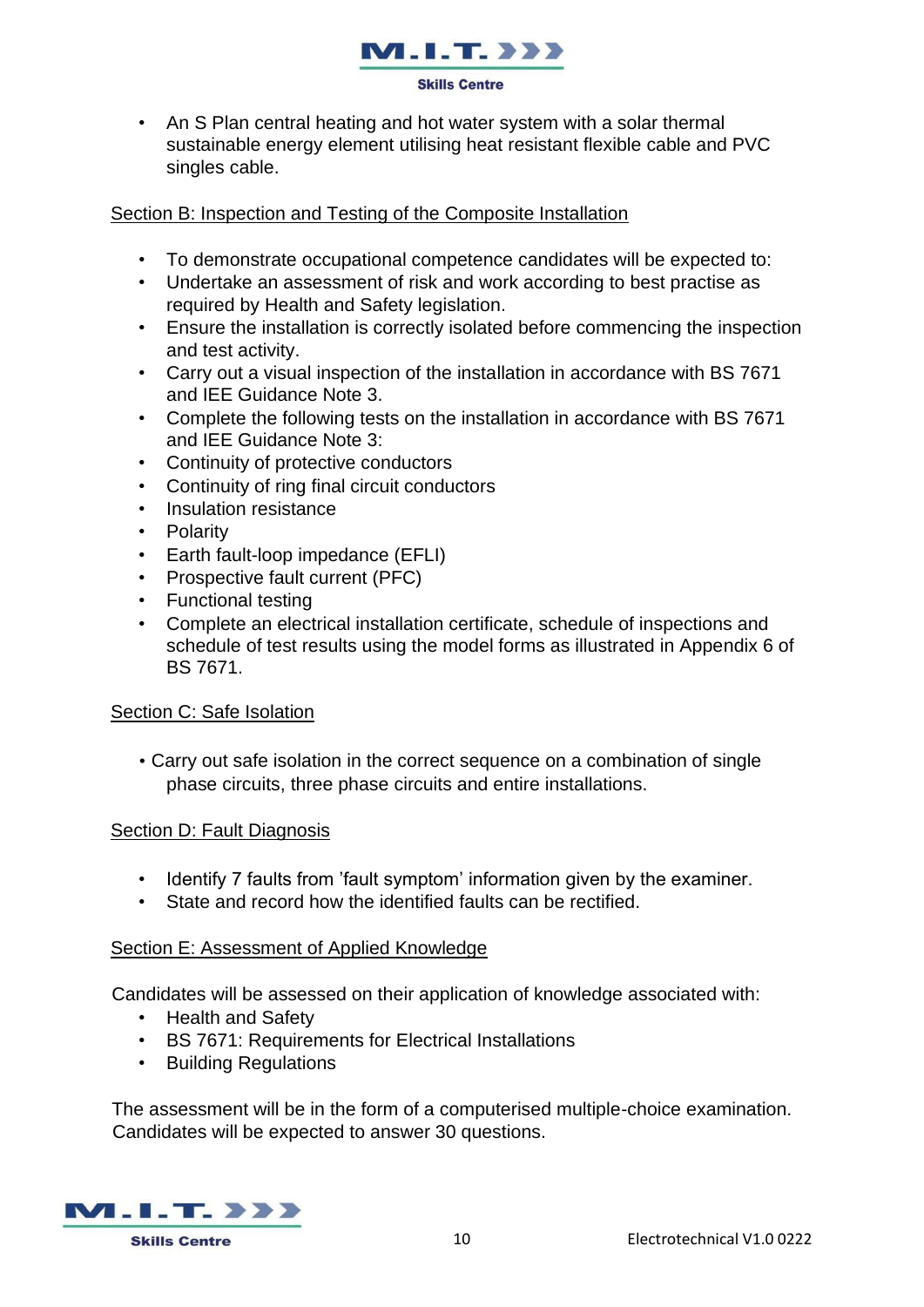- An S Plan central heating and hot water system with a solar thermal sustainable energy element utilising heat resistant flexible cable and PVC singles cable.

## Section B: Inspection and Testing of the Composite Installation

- To demonstrate occupational competence candidates will be expected to:
- Undertake an assessment of risk and work according to best practise as required by Health and Safety legislation.
- Ensure the installation is correctly isolated before commencing the inspection and test activity.
- Carry out a visual inspection of the installation in accordance with BS 7671 and IEE Guidance Note 3.
- Complete the following tests on the installation in accordance with BS 7671 and IEE Guidance Note 3:
- Continuity of protective conductors
- Continuity of ring final circuit conductors
- Insulation resistance
- Polarity
- Earth fault-loop impedance (EFLI)
- Prospective fault current (PFC)
- Functional testing
- Complete an electrical installation certificate, schedule of inspections and schedule of test results using the model forms as illustrated in Appendix 6 of BS 7671.

## Section C: Safe Isolation

- Carry out safe isolation in the correct sequence on a combination of single phase circuits, three phase circuits and entire installations.

## Section D: Fault Diagnosis

- Identify 7 faults from 'fault symptom' information given by the examiner.
- State and record how the identified faults can be rectified.

## Section E: Assessment of Applied Knowledge

Candidates will be assessed on their application of knowledge associated with:

- Health and Safety
- BS 7671: Requirements for Electrical Installations
- Building Regulations

The assessment will be in the form of a computerised multiple-choice examination. Candidates will be expected to answer 30 questions.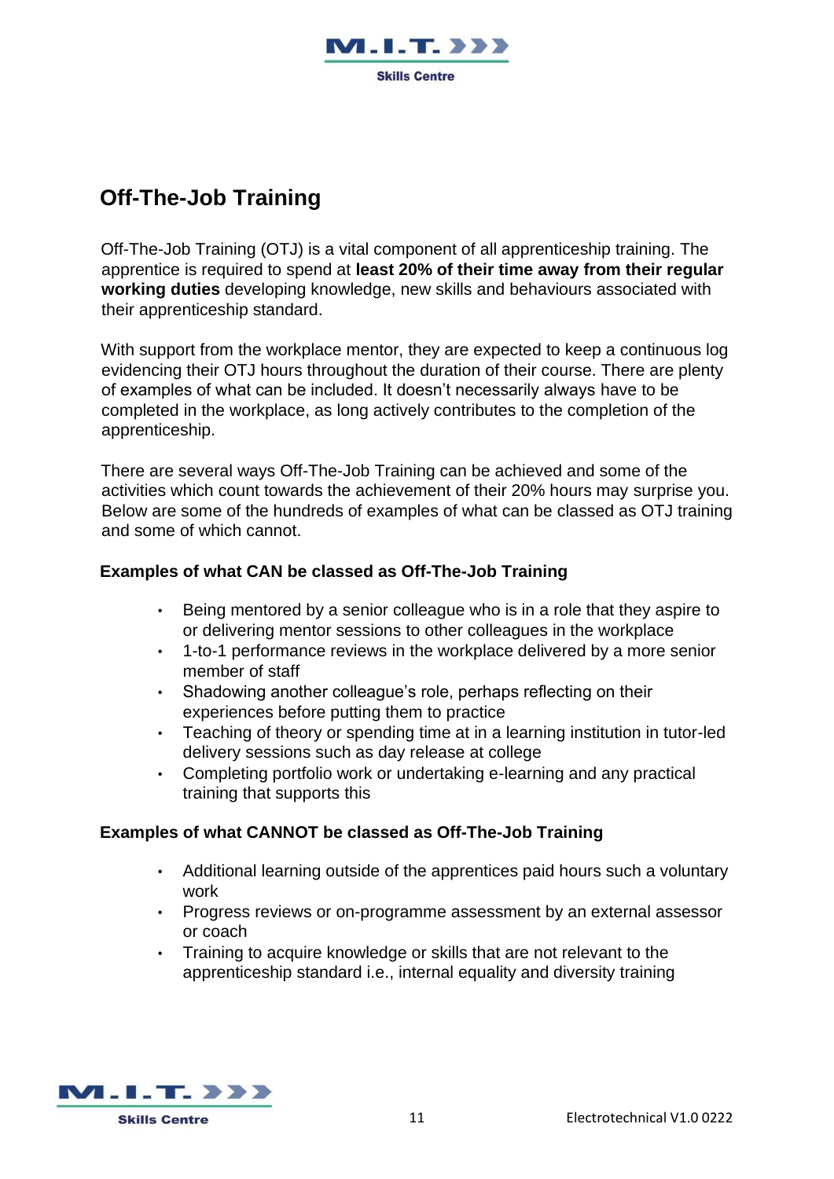## Off-The-Job Training

Off-The-Job Training (OTJ) is a vital component of all apprenticeship training. The apprentice is required to spend at **least 20% of their time away from their regular working duties** developing knowledge, new skills and behaviours associated with their apprenticeship standard.

With support from the workplace mentor, they are expected to keep a continuous log evidencing their OTJ hours throughout the duration of their course. There are plenty of examples of what can be included. It doesn't necessarily always have to be completed in the workplace, as long actively contributes to the completion of the apprenticeship.

There are several ways Off-The-Job Training can be achieved and some of the activities which count towards the achievement of their 20% hours may surprise you. Below are some of the hundreds of examples of what can be classed as OTJ training and some of which cannot.

### Examples of what CAN be classed as Off-The-Job Training

- Being mentored by a senior colleague who is in a role that they aspire to or delivering mentor sessions to other colleagues in the workplace
- 1-to-1 performance reviews in the workplace delivered by a more senior member of staff
- Shadowing another colleague's role, perhaps reflecting on their experiences before putting them to practice
- Teaching of theory or spending time at in a learning institution in tutor-led delivery sessions such as day release at college
- Completing portfolio work or undertaking e-learning and any practical training that supports this

### Examples of what CANNOT be classed as Off-The-Job Training

- Additional learning outside of the apprentices paid hours such a voluntary work
- Progress reviews or on-programme assessment by an external assessor or coach
- Training to acquire knowledge or skills that are not relevant to the apprenticeship standard i.e., internal equality and diversity training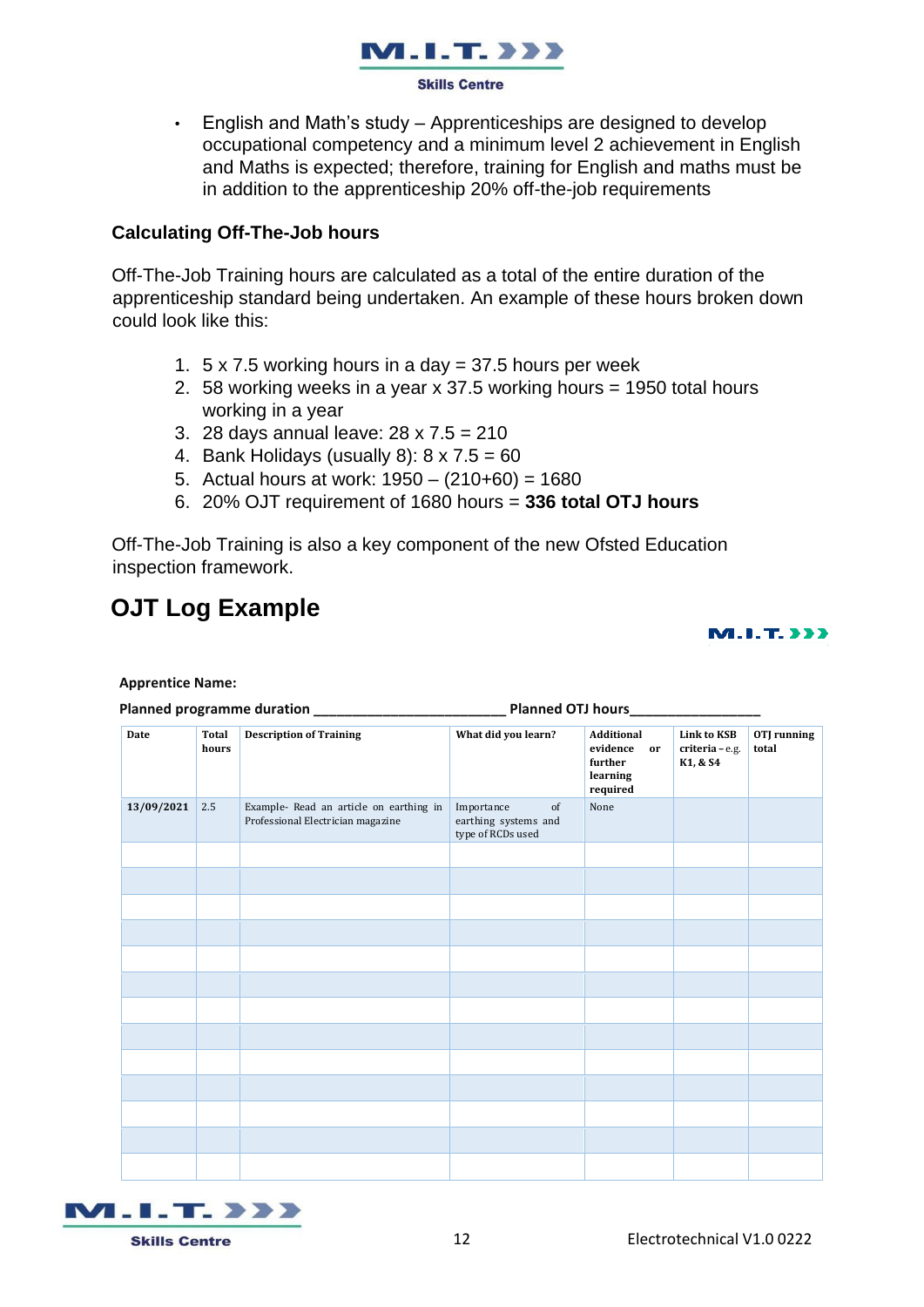- English and Math's study – Apprenticeships are designed to develop occupational competency and a minimum level 2 achievement in English and Maths is expected; therefore, training for English and maths must be in addition to the apprenticeship 20% off-the-job requirements

### Calculating Off-The-Job hours

Off-The-Job Training hours are calculated as a total of the entire duration of the apprenticeship standard being undertaken. An example of these hours broken down could look like this:

1. 5 x 7.5 working hours in a day = 37.5 hours per week
2. 58 working weeks in a year x 37.5 working hours = 1950 total hours working in a year
3. 28 days annual leave: 28 x 7.5 = 210
4. Bank Holidays (usually 8): 8 x 7.5 = 60
5. Actual hours at work: 1950 – (210+60) = 1680
6. 20% OJT requirement of 1680 hours = **336 total OTJ hours**

Off-The-Job Training is also a key component of the new Ofsted Education inspection framework.

## OJT Log Example

**Apprentice Name:**

**Planned programme duration __________________________ Planned OTJ hours_________________**

| Date | Total hours | Description of Training | What did you learn? | Additional evidence or further learning required | Link to KSB criteria – e.g. K1, & S4 | OTJ running total |
|---|---|---|---|---|---|---|
| 13/09/2021 | 2.5 | Example- Read an article on earthing in Professional Electrician magazine | Importance of earthing systems and type of RCDs used | None | | |
| | | | | | | |
| | | | | | | |
| | | | | | | |
| | | | | | | |
| | | | | | | |
| | | | | | | |
| | | | | | | |
| | | | | | | |
| | | | | | | |
| | | | | | | |
| | | | | | | |
| | | | | | | |
| | | | | | | |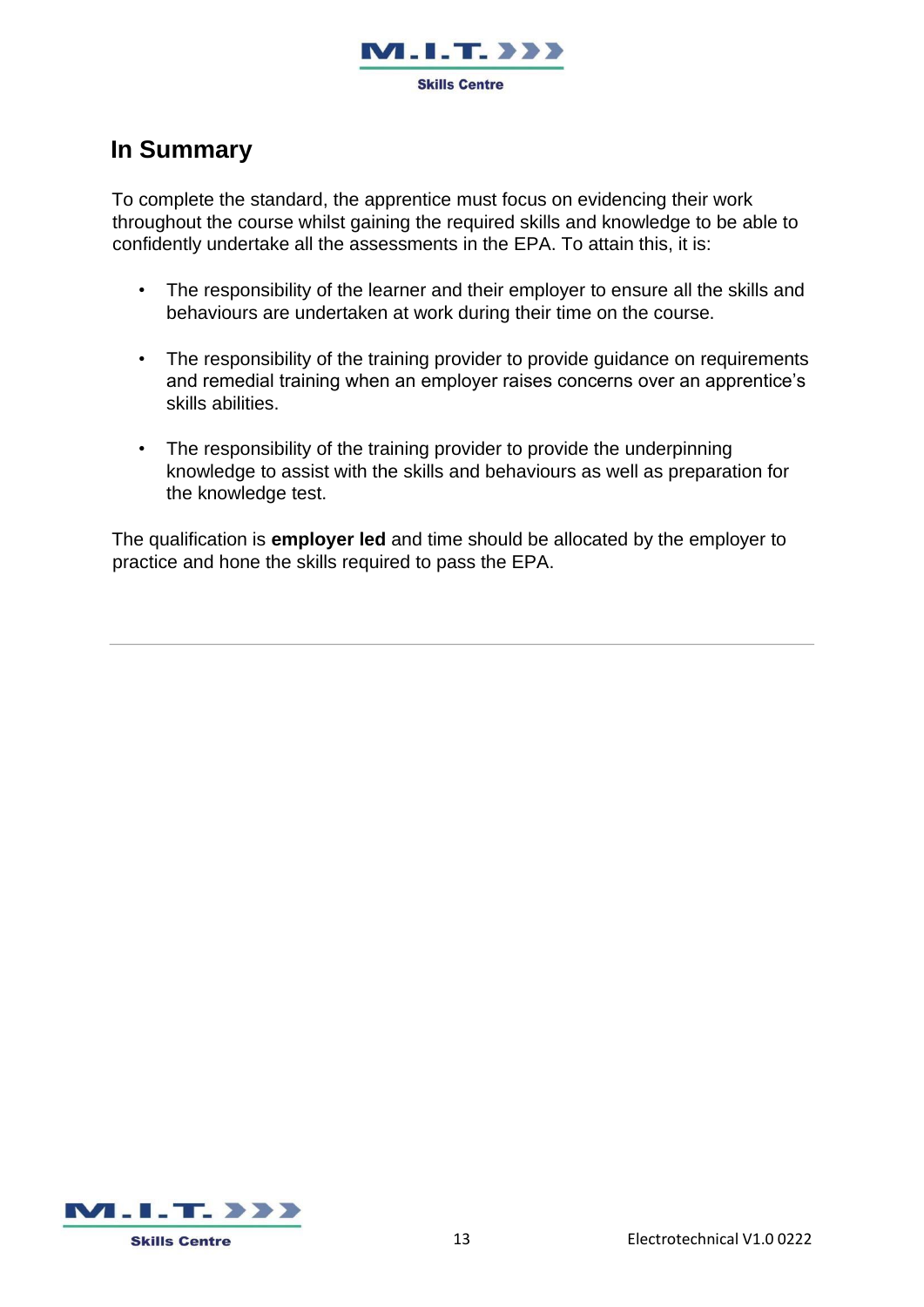## In Summary

To complete the standard, the apprentice must focus on evidencing their work throughout the course whilst gaining the required skills and knowledge to be able to confidently undertake all the assessments in the EPA. To attain this, it is:

- The responsibility of the learner and their employer to ensure all the skills and behaviours are undertaken at work during their time on the course.
- The responsibility of the training provider to provide guidance on requirements and remedial training when an employer raises concerns over an apprentice's skills abilities.
- The responsibility of the training provider to provide the underpinning knowledge to assist with the skills and behaviours as well as preparation for the knowledge test.

The qualification is **employer led** and time should be allocated by the employer to practice and hone the skills required to pass the EPA.